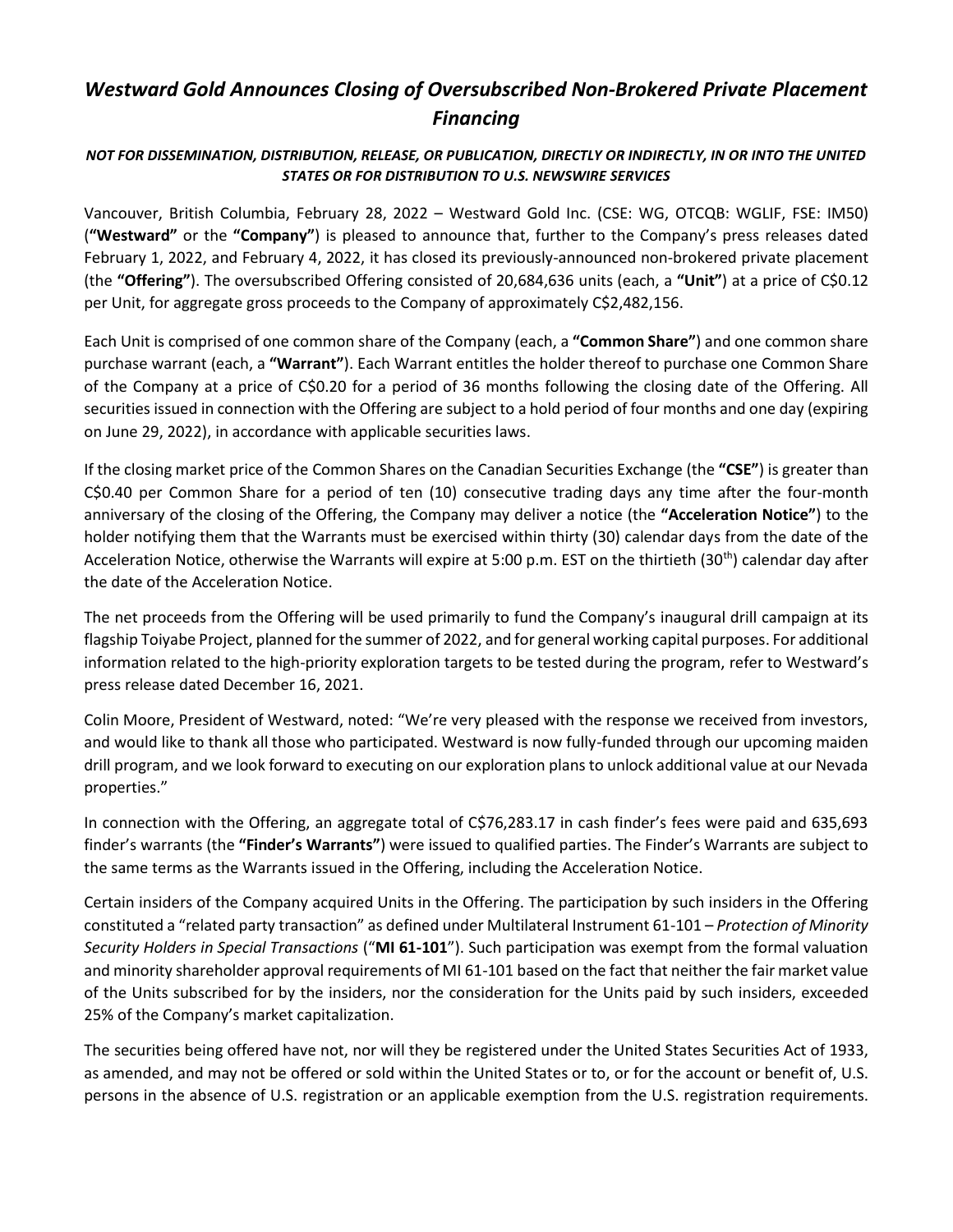# *Westward Gold Announces Closing of Oversubscribed Non-Brokered Private Placement Financing*

***NOT FOR DISSEMINATION, DISTRIBUTION, RELEASE, OR PUBLICATION, DIRECTLY OR INDIRECTLY, IN OR INTO THE UNITED STATES OR FOR DISTRIBUTION TO U.S. NEWSWIRE SERVICES***

Vancouver, British Columbia, February 28, 2022 – Westward Gold Inc. (CSE: WG, OTCQB: WGLIF, FSE: IM50) (**"Westward"** or the **"Company"**) is pleased to announce that, further to the Company's press releases dated February 1, 2022, and February 4, 2022, it has closed its previously-announced non-brokered private placement (the **"Offering"**). The oversubscribed Offering consisted of 20,684,636 units (each, a **"Unit"**) at a price of C$0.12 per Unit, for aggregate gross proceeds to the Company of approximately C$2,482,156.

Each Unit is comprised of one common share of the Company (each, a **"Common Share"**) and one common share purchase warrant (each, a **"Warrant"**). Each Warrant entitles the holder thereof to purchase one Common Share of the Company at a price of C$0.20 for a period of 36 months following the closing date of the Offering. All securities issued in connection with the Offering are subject to a hold period of four months and one day (expiring on June 29, 2022), in accordance with applicable securities laws.

If the closing market price of the Common Shares on the Canadian Securities Exchange (the **"CSE"**) is greater than C$0.40 per Common Share for a period of ten (10) consecutive trading days any time after the four-month anniversary of the closing of the Offering, the Company may deliver a notice (the **"Acceleration Notice"**) to the holder notifying them that the Warrants must be exercised within thirty (30) calendar days from the date of the Acceleration Notice, otherwise the Warrants will expire at 5:00 p.m. EST on the thirtieth (30th) calendar day after the date of the Acceleration Notice.

The net proceeds from the Offering will be used primarily to fund the Company's inaugural drill campaign at its flagship Toiyabe Project, planned for the summer of 2022, and for general working capital purposes. For additional information related to the high-priority exploration targets to be tested during the program, refer to Westward's press release dated December 16, 2021.

Colin Moore, President of Westward, noted: "We're very pleased with the response we received from investors, and would like to thank all those who participated. Westward is now fully-funded through our upcoming maiden drill program, and we look forward to executing on our exploration plans to unlock additional value at our Nevada properties."

In connection with the Offering, an aggregate total of C$76,283.17 in cash finder's fees were paid and 635,693 finder's warrants (the **"Finder's Warrants"**) were issued to qualified parties. The Finder's Warrants are subject to the same terms as the Warrants issued in the Offering, including the Acceleration Notice.

Certain insiders of the Company acquired Units in the Offering. The participation by such insiders in the Offering constituted a "related party transaction" as defined under Multilateral Instrument 61-101 – *Protection of Minority Security Holders in Special Transactions* ("**MI 61-101**"). Such participation was exempt from the formal valuation and minority shareholder approval requirements of MI 61-101 based on the fact that neither the fair market value of the Units subscribed for by the insiders, nor the consideration for the Units paid by such insiders, exceeded 25% of the Company's market capitalization.

The securities being offered have not, nor will they be registered under the United States Securities Act of 1933, as amended, and may not be offered or sold within the United States or to, or for the account or benefit of, U.S. persons in the absence of U.S. registration or an applicable exemption from the U.S. registration requirements.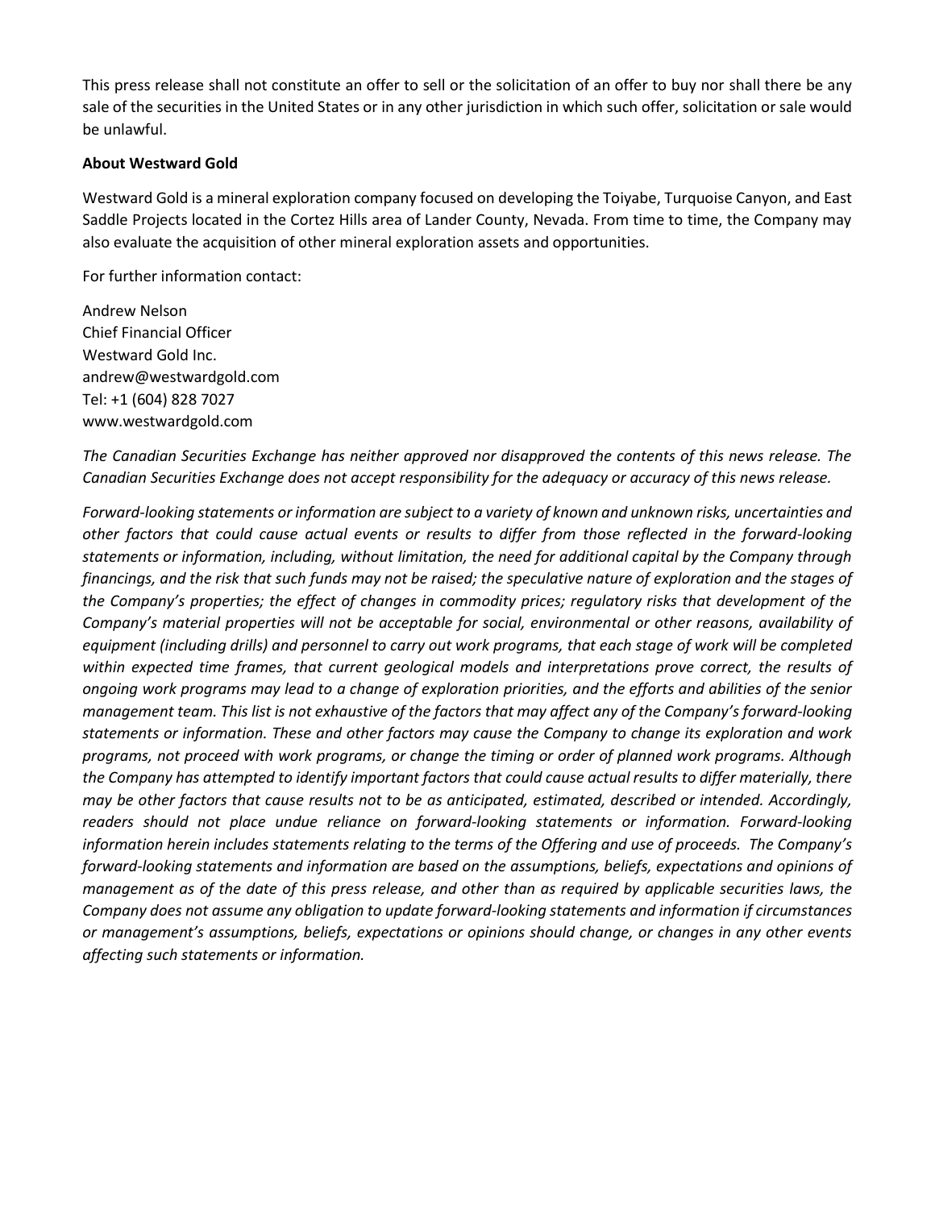This press release shall not constitute an offer to sell or the solicitation of an offer to buy nor shall there be any sale of the securities in the United States or in any other jurisdiction in which such offer, solicitation or sale would be unlawful.

**About Westward Gold**

Westward Gold is a mineral exploration company focused on developing the Toiyabe, Turquoise Canyon, and East Saddle Projects located in the Cortez Hills area of Lander County, Nevada. From time to time, the Company may also evaluate the acquisition of other mineral exploration assets and opportunities.

For further information contact:

Andrew Nelson  
Chief Financial Officer  
Westward Gold Inc.  
andrew@westwardgold.com  
Tel: +1 (604) 828 7027  
www.westwardgold.com

*The Canadian Securities Exchange has neither approved nor disapproved the contents of this news release. The Canadian Securities Exchange does not accept responsibility for the adequacy or accuracy of this news release.*

*Forward-looking statements or information are subject to a variety of known and unknown risks, uncertainties and other factors that could cause actual events or results to differ from those reflected in the forward-looking statements or information, including, without limitation, the need for additional capital by the Company through financings, and the risk that such funds may not be raised; the speculative nature of exploration and the stages of the Company's properties; the effect of changes in commodity prices; regulatory risks that development of the Company's material properties will not be acceptable for social, environmental or other reasons, availability of equipment (including drills) and personnel to carry out work programs, that each stage of work will be completed within expected time frames, that current geological models and interpretations prove correct, the results of ongoing work programs may lead to a change of exploration priorities, and the efforts and abilities of the senior management team. This list is not exhaustive of the factors that may affect any of the Company's forward-looking statements or information. These and other factors may cause the Company to change its exploration and work programs, not proceed with work programs, or change the timing or order of planned work programs. Although the Company has attempted to identify important factors that could cause actual results to differ materially, there may be other factors that cause results not to be as anticipated, estimated, described or intended. Accordingly, readers should not place undue reliance on forward-looking statements or information. Forward-looking information herein includes statements relating to the terms of the Offering and use of proceeds. The Company's forward-looking statements and information are based on the assumptions, beliefs, expectations and opinions of management as of the date of this press release, and other than as required by applicable securities laws, the Company does not assume any obligation to update forward-looking statements and information if circumstances or management's assumptions, beliefs, expectations or opinions should change, or changes in any other events affecting such statements or information.*